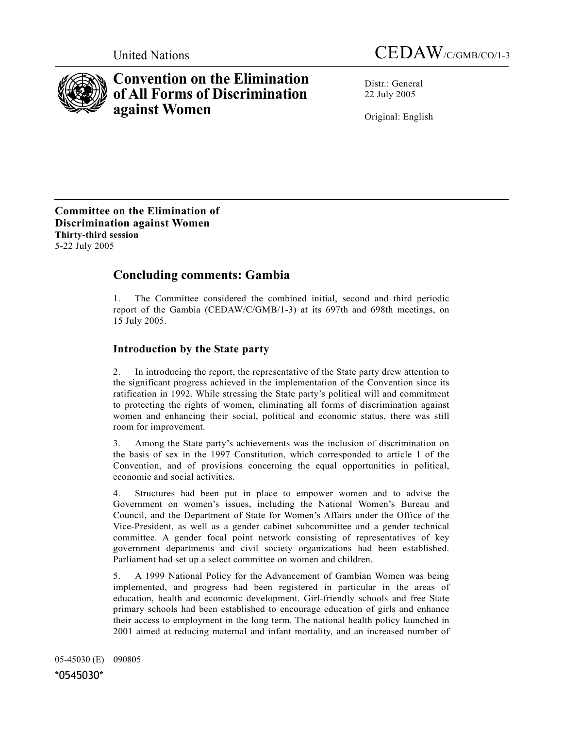United Nations

CEDAW/C/GMB/CO/1-3

# Convention on the Elimination of All Forms of Discrimination against Women

Distr.: General
22 July 2005

Original: English

**Committee on the Elimination of Discrimination against Women**
**Thirty-third session**
5-22 July 2005

## Concluding comments: Gambia

1. The Committee considered the combined initial, second and third periodic report of the Gambia (CEDAW/C/GMB/1-3) at its 697th and 698th meetings, on 15 July 2005.

### Introduction by the State party

2. In introducing the report, the representative of the State party drew attention to the significant progress achieved in the implementation of the Convention since its ratification in 1992. While stressing the State party's political will and commitment to protecting the rights of women, eliminating all forms of discrimination against women and enhancing their social, political and economic status, there was still room for improvement.

3. Among the State party's achievements was the inclusion of discrimination on the basis of sex in the 1997 Constitution, which corresponded to article 1 of the Convention, and of provisions concerning the equal opportunities in political, economic and social activities.

4. Structures had been put in place to empower women and to advise the Government on women's issues, including the National Women's Bureau and Council, and the Department of State for Women's Affairs under the Office of the Vice-President, as well as a gender cabinet subcommittee and a gender technical committee. A gender focal point network consisting of representatives of key government departments and civil society organizations had been established. Parliament had set up a select committee on women and children.

5. A 1999 National Policy for the Advancement of Gambian Women was being implemented, and progress had been registered in particular in the areas of education, health and economic development. Girl-friendly schools and free State primary schools had been established to encourage education of girls and enhance their access to employment in the long term. The national health policy launched in 2001 aimed at reducing maternal and infant mortality, and an increased number of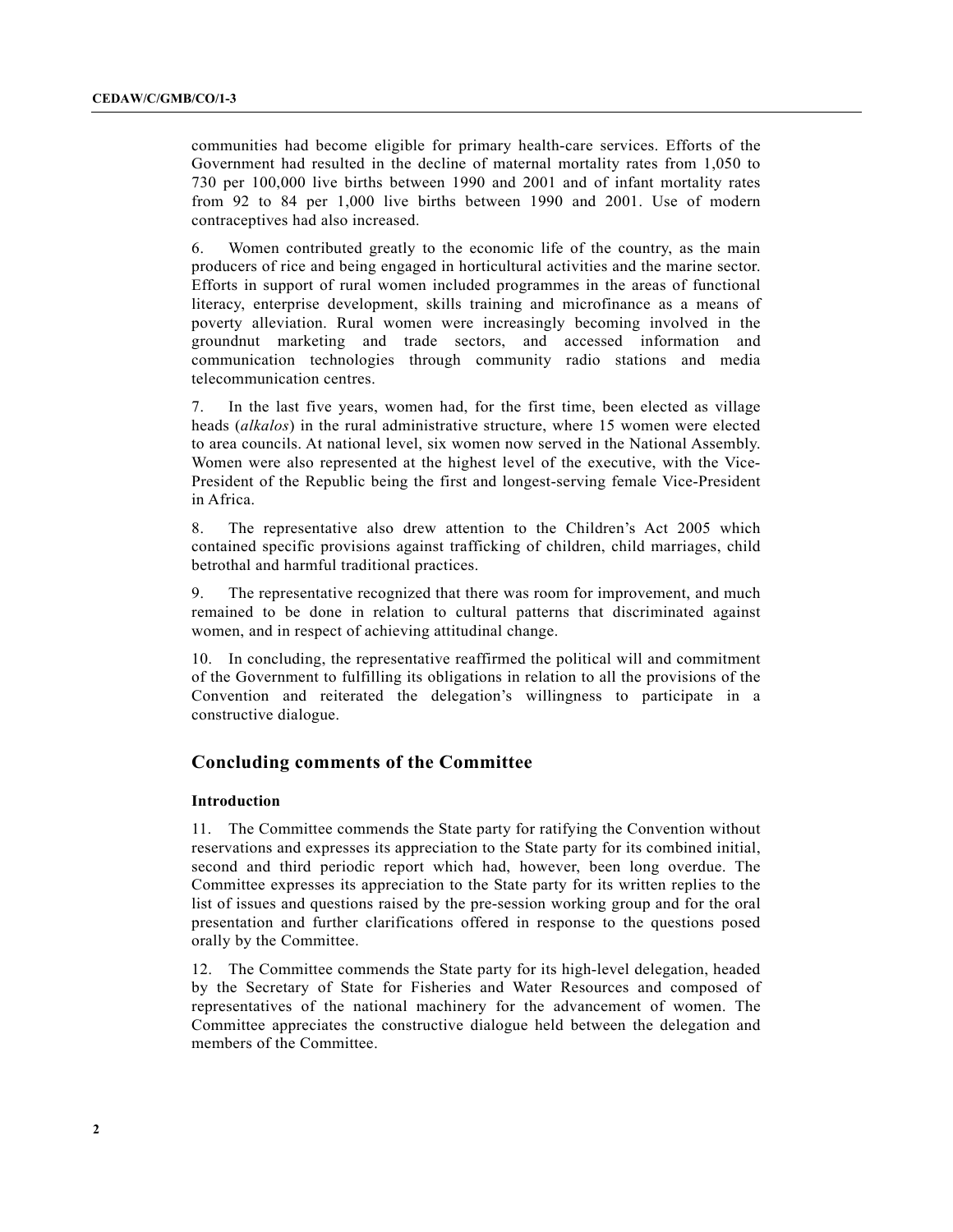communities had become eligible for primary health-care services. Efforts of the Government had resulted in the decline of maternal mortality rates from 1,050 to 730 per 100,000 live births between 1990 and 2001 and of infant mortality rates from 92 to 84 per 1,000 live births between 1990 and 2001. Use of modern contraceptives had also increased.

6. Women contributed greatly to the economic life of the country, as the main producers of rice and being engaged in horticultural activities and the marine sector. Efforts in support of rural women included programmes in the areas of functional literacy, enterprise development, skills training and microfinance as a means of poverty alleviation. Rural women were increasingly becoming involved in the groundnut marketing and trade sectors, and accessed information and communication technologies through community radio stations and media telecommunication centres.

7. In the last five years, women had, for the first time, been elected as village heads (*alkalos*) in the rural administrative structure, where 15 women were elected to area councils. At national level, six women now served in the National Assembly. Women were also represented at the highest level of the executive, with the Vice-President of the Republic being the first and longest-serving female Vice-President in Africa.

8. The representative also drew attention to the Children's Act 2005 which contained specific provisions against trafficking of children, child marriages, child betrothal and harmful traditional practices.

9. The representative recognized that there was room for improvement, and much remained to be done in relation to cultural patterns that discriminated against women, and in respect of achieving attitudinal change.

10. In concluding, the representative reaffirmed the political will and commitment of the Government to fulfilling its obligations in relation to all the provisions of the Convention and reiterated the delegation's willingness to participate in a constructive dialogue.

## Concluding comments of the Committee

### Introduction

11. The Committee commends the State party for ratifying the Convention without reservations and expresses its appreciation to the State party for its combined initial, second and third periodic report which had, however, been long overdue. The Committee expresses its appreciation to the State party for its written replies to the list of issues and questions raised by the pre-session working group and for the oral presentation and further clarifications offered in response to the questions posed orally by the Committee.

12. The Committee commends the State party for its high-level delegation, headed by the Secretary of State for Fisheries and Water Resources and composed of representatives of the national machinery for the advancement of women. The Committee appreciates the constructive dialogue held between the delegation and members of the Committee.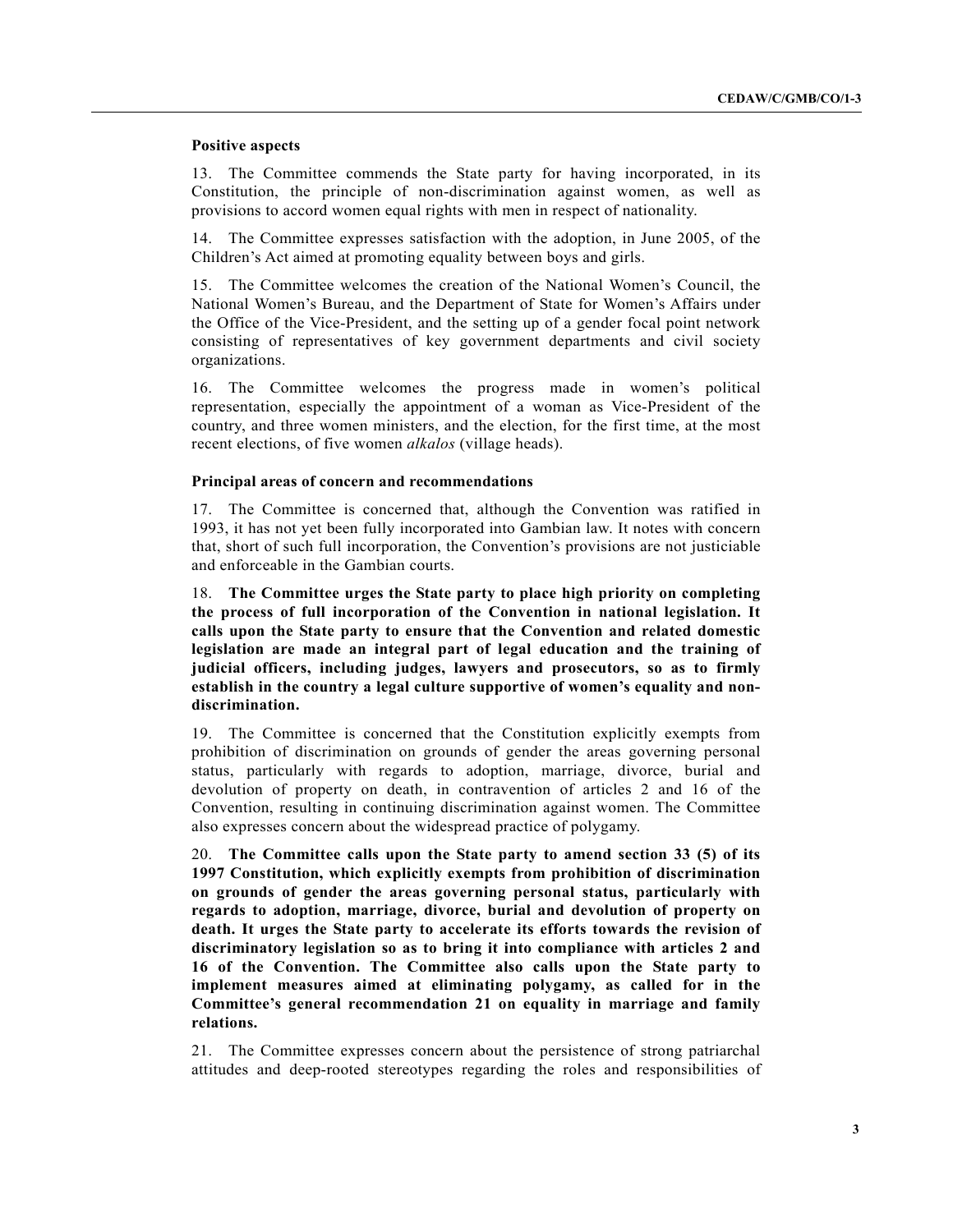**Positive aspects**

13. The Committee commends the State party for having incorporated, in its Constitution, the principle of non-discrimination against women, as well as provisions to accord women equal rights with men in respect of nationality.

14. The Committee expresses satisfaction with the adoption, in June 2005, of the Children's Act aimed at promoting equality between boys and girls.

15. The Committee welcomes the creation of the National Women's Council, the National Women's Bureau, and the Department of State for Women's Affairs under the Office of the Vice-President, and the setting up of a gender focal point network consisting of representatives of key government departments and civil society organizations.

16. The Committee welcomes the progress made in women's political representation, especially the appointment of a woman as Vice-President of the country, and three women ministers, and the election, for the first time, at the most recent elections, of five women *alkalos* (village heads).

**Principal areas of concern and recommendations**

17. The Committee is concerned that, although the Convention was ratified in 1993, it has not yet been fully incorporated into Gambian law. It notes with concern that, short of such full incorporation, the Convention's provisions are not justiciable and enforceable in the Gambian courts.

18. **The Committee urges the State party to place high priority on completing the process of full incorporation of the Convention in national legislation. It calls upon the State party to ensure that the Convention and related domestic legislation are made an integral part of legal education and the training of judicial officers, including judges, lawyers and prosecutors, so as to firmly establish in the country a legal culture supportive of women's equality and non-discrimination.**

19. The Committee is concerned that the Constitution explicitly exempts from prohibition of discrimination on grounds of gender the areas governing personal status, particularly with regards to adoption, marriage, divorce, burial and devolution of property on death, in contravention of articles 2 and 16 of the Convention, resulting in continuing discrimination against women. The Committee also expresses concern about the widespread practice of polygamy.

20. **The Committee calls upon the State party to amend section 33 (5) of its 1997 Constitution, which explicitly exempts from prohibition of discrimination on grounds of gender the areas governing personal status, particularly with regards to adoption, marriage, divorce, burial and devolution of property on death. It urges the State party to accelerate its efforts towards the revision of discriminatory legislation so as to bring it into compliance with articles 2 and 16 of the Convention. The Committee also calls upon the State party to implement measures aimed at eliminating polygamy, as called for in the Committee's general recommendation 21 on equality in marriage and family relations.**

21. The Committee expresses concern about the persistence of strong patriarchal attitudes and deep-rooted stereotypes regarding the roles and responsibilities of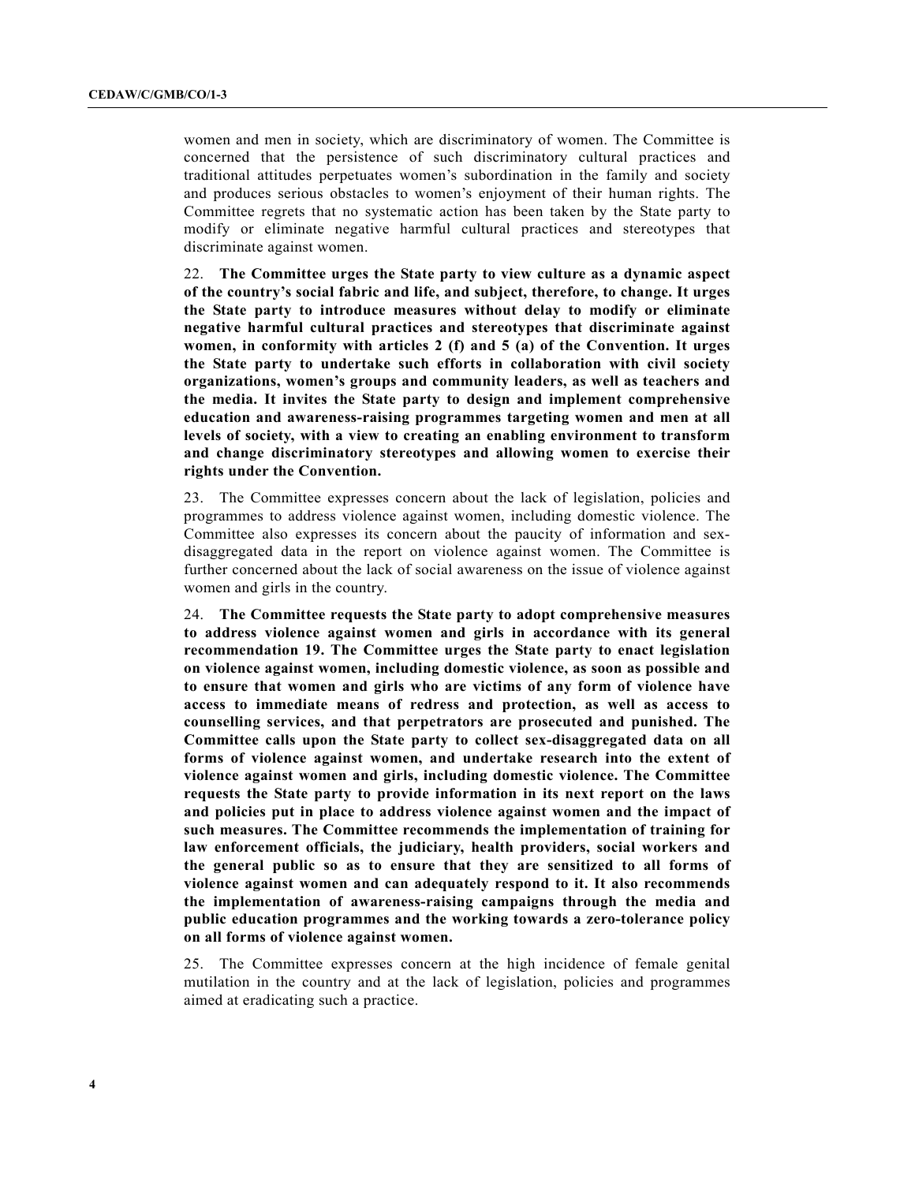women and men in society, which are discriminatory of women. The Committee is concerned that the persistence of such discriminatory cultural practices and traditional attitudes perpetuates women's subordination in the family and society and produces serious obstacles to women's enjoyment of their human rights. The Committee regrets that no systematic action has been taken by the State party to modify or eliminate negative harmful cultural practices and stereotypes that discriminate against women.

22. **The Committee urges the State party to view culture as a dynamic aspect of the country's social fabric and life, and subject, therefore, to change. It urges the State party to introduce measures without delay to modify or eliminate negative harmful cultural practices and stereotypes that discriminate against women, in conformity with articles 2 (f) and 5 (a) of the Convention. It urges the State party to undertake such efforts in collaboration with civil society organizations, women's groups and community leaders, as well as teachers and the media. It invites the State party to design and implement comprehensive education and awareness-raising programmes targeting women and men at all levels of society, with a view to creating an enabling environment to transform and change discriminatory stereotypes and allowing women to exercise their rights under the Convention.**

23. The Committee expresses concern about the lack of legislation, policies and programmes to address violence against women, including domestic violence. The Committee also expresses its concern about the paucity of information and sex-disaggregated data in the report on violence against women. The Committee is further concerned about the lack of social awareness on the issue of violence against women and girls in the country.

24. **The Committee requests the State party to adopt comprehensive measures to address violence against women and girls in accordance with its general recommendation 19. The Committee urges the State party to enact legislation on violence against women, including domestic violence, as soon as possible and to ensure that women and girls who are victims of any form of violence have access to immediate means of redress and protection, as well as access to counselling services, and that perpetrators are prosecuted and punished. The Committee calls upon the State party to collect sex-disaggregated data on all forms of violence against women, and undertake research into the extent of violence against women and girls, including domestic violence. The Committee requests the State party to provide information in its next report on the laws and policies put in place to address violence against women and the impact of such measures. The Committee recommends the implementation of training for law enforcement officials, the judiciary, health providers, social workers and the general public so as to ensure that they are sensitized to all forms of violence against women and can adequately respond to it. It also recommends the implementation of awareness-raising campaigns through the media and public education programmes and the working towards a zero-tolerance policy on all forms of violence against women.**

25. The Committee expresses concern at the high incidence of female genital mutilation in the country and at the lack of legislation, policies and programmes aimed at eradicating such a practice.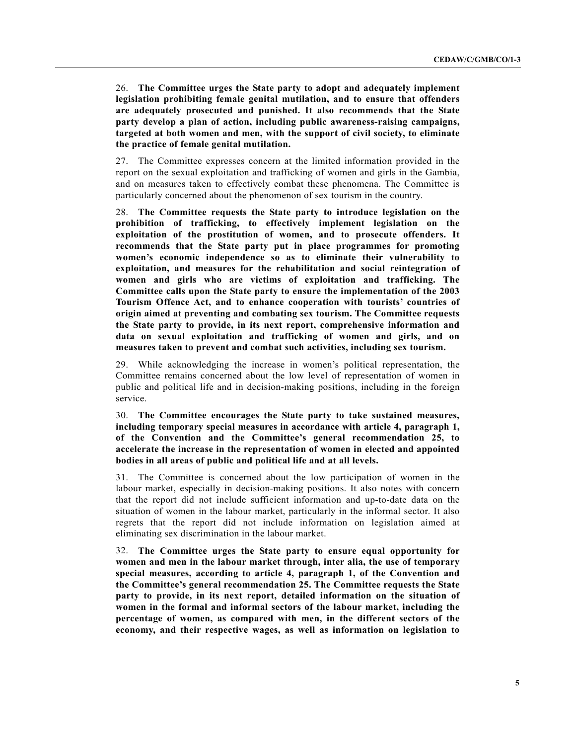26. **The Committee urges the State party to adopt and adequately implement legislation prohibiting female genital mutilation, and to ensure that offenders are adequately prosecuted and punished. It also recommends that the State party develop a plan of action, including public awareness-raising campaigns, targeted at both women and men, with the support of civil society, to eliminate the practice of female genital mutilation.**

27. The Committee expresses concern at the limited information provided in the report on the sexual exploitation and trafficking of women and girls in the Gambia, and on measures taken to effectively combat these phenomena. The Committee is particularly concerned about the phenomenon of sex tourism in the country.

28. **The Committee requests the State party to introduce legislation on the prohibition of trafficking, to effectively implement legislation on the exploitation of the prostitution of women, and to prosecute offenders. It recommends that the State party put in place programmes for promoting women's economic independence so as to eliminate their vulnerability to exploitation, and measures for the rehabilitation and social reintegration of women and girls who are victims of exploitation and trafficking. The Committee calls upon the State party to ensure the implementation of the 2003 Tourism Offence Act, and to enhance cooperation with tourists' countries of origin aimed at preventing and combating sex tourism. The Committee requests the State party to provide, in its next report, comprehensive information and data on sexual exploitation and trafficking of women and girls, and on measures taken to prevent and combat such activities, including sex tourism.**

29. While acknowledging the increase in women's political representation, the Committee remains concerned about the low level of representation of women in public and political life and in decision-making positions, including in the foreign service.

30. **The Committee encourages the State party to take sustained measures, including temporary special measures in accordance with article 4, paragraph 1, of the Convention and the Committee's general recommendation 25, to accelerate the increase in the representation of women in elected and appointed bodies in all areas of public and political life and at all levels.**

31. The Committee is concerned about the low participation of women in the labour market, especially in decision-making positions. It also notes with concern that the report did not include sufficient information and up-to-date data on the situation of women in the labour market, particularly in the informal sector. It also regrets that the report did not include information on legislation aimed at eliminating sex discrimination in the labour market.

32. **The Committee urges the State party to ensure equal opportunity for women and men in the labour market through, inter alia, the use of temporary special measures, according to article 4, paragraph 1, of the Convention and the Committee's general recommendation 25. The Committee requests the State party to provide, in its next report, detailed information on the situation of women in the formal and informal sectors of the labour market, including the percentage of women, as compared with men, in the different sectors of the economy, and their respective wages, as well as information on legislation to**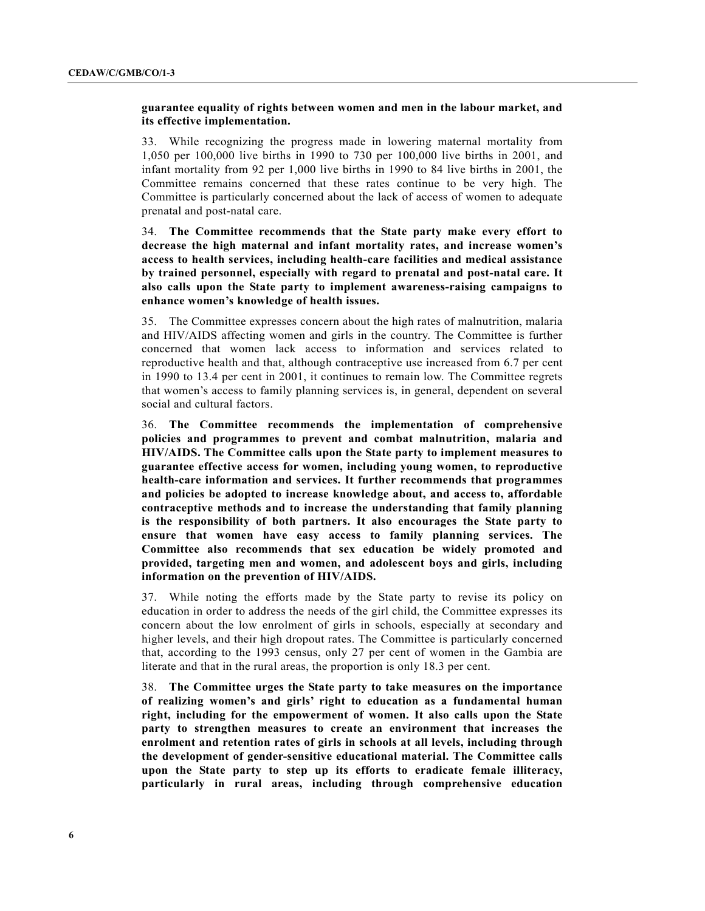**guarantee equality of rights between women and men in the labour market, and its effective implementation.**

33. While recognizing the progress made in lowering maternal mortality from 1,050 per 100,000 live births in 1990 to 730 per 100,000 live births in 2001, and infant mortality from 92 per 1,000 live births in 1990 to 84 live births in 2001, the Committee remains concerned that these rates continue to be very high. The Committee is particularly concerned about the lack of access of women to adequate prenatal and post-natal care.

34. **The Committee recommends that the State party make every effort to decrease the high maternal and infant mortality rates, and increase women's access to health services, including health-care facilities and medical assistance by trained personnel, especially with regard to prenatal and post-natal care. It also calls upon the State party to implement awareness-raising campaigns to enhance women's knowledge of health issues.**

35. The Committee expresses concern about the high rates of malnutrition, malaria and HIV/AIDS affecting women and girls in the country. The Committee is further concerned that women lack access to information and services related to reproductive health and that, although contraceptive use increased from 6.7 per cent in 1990 to 13.4 per cent in 2001, it continues to remain low. The Committee regrets that women's access to family planning services is, in general, dependent on several social and cultural factors.

36. **The Committee recommends the implementation of comprehensive policies and programmes to prevent and combat malnutrition, malaria and HIV/AIDS. The Committee calls upon the State party to implement measures to guarantee effective access for women, including young women, to reproductive health-care information and services. It further recommends that programmes and policies be adopted to increase knowledge about, and access to, affordable contraceptive methods and to increase the understanding that family planning is the responsibility of both partners. It also encourages the State party to ensure that women have easy access to family planning services. The Committee also recommends that sex education be widely promoted and provided, targeting men and women, and adolescent boys and girls, including information on the prevention of HIV/AIDS.**

37. While noting the efforts made by the State party to revise its policy on education in order to address the needs of the girl child, the Committee expresses its concern about the low enrolment of girls in schools, especially at secondary and higher levels, and their high dropout rates. The Committee is particularly concerned that, according to the 1993 census, only 27 per cent of women in the Gambia are literate and that in the rural areas, the proportion is only 18.3 per cent.

38. **The Committee urges the State party to take measures on the importance of realizing women's and girls' right to education as a fundamental human right, including for the empowerment of women. It also calls upon the State party to strengthen measures to create an environment that increases the enrolment and retention rates of girls in schools at all levels, including through the development of gender-sensitive educational material. The Committee calls upon the State party to step up its efforts to eradicate female illiteracy, particularly in rural areas, including through comprehensive education**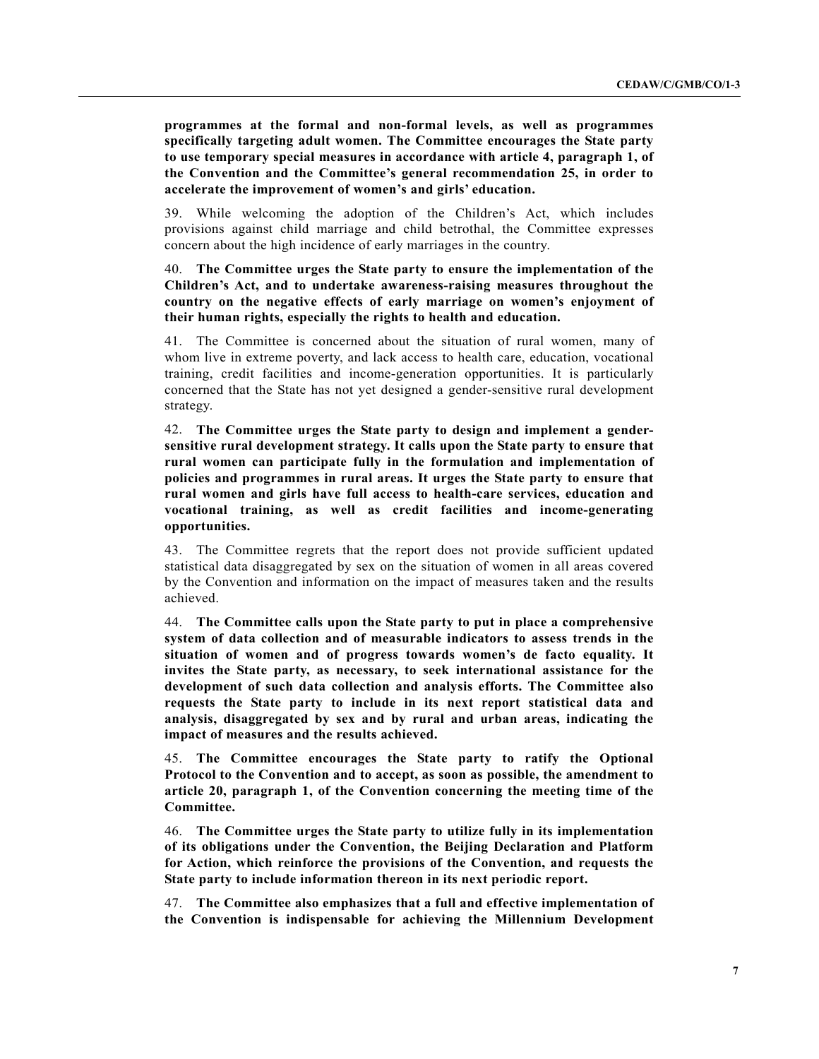**programmes at the formal and non-formal levels, as well as programmes specifically targeting adult women. The Committee encourages the State party to use temporary special measures in accordance with article 4, paragraph 1, of the Convention and the Committee's general recommendation 25, in order to accelerate the improvement of women's and girls' education.**

39. While welcoming the adoption of the Children's Act, which includes provisions against child marriage and child betrothal, the Committee expresses concern about the high incidence of early marriages in the country.

40. **The Committee urges the State party to ensure the implementation of the Children's Act, and to undertake awareness-raising measures throughout the country on the negative effects of early marriage on women's enjoyment of their human rights, especially the rights to health and education.**

41. The Committee is concerned about the situation of rural women, many of whom live in extreme poverty, and lack access to health care, education, vocational training, credit facilities and income-generation opportunities. It is particularly concerned that the State has not yet designed a gender-sensitive rural development strategy.

42. **The Committee urges the State party to design and implement a gender-sensitive rural development strategy. It calls upon the State party to ensure that rural women can participate fully in the formulation and implementation of policies and programmes in rural areas. It urges the State party to ensure that rural women and girls have full access to health-care services, education and vocational training, as well as credit facilities and income-generating opportunities.**

43. The Committee regrets that the report does not provide sufficient updated statistical data disaggregated by sex on the situation of women in all areas covered by the Convention and information on the impact of measures taken and the results achieved.

44. **The Committee calls upon the State party to put in place a comprehensive system of data collection and of measurable indicators to assess trends in the situation of women and of progress towards women's de facto equality. It invites the State party, as necessary, to seek international assistance for the development of such data collection and analysis efforts. The Committee also requests the State party to include in its next report statistical data and analysis, disaggregated by sex and by rural and urban areas, indicating the impact of measures and the results achieved.**

45. **The Committee encourages the State party to ratify the Optional Protocol to the Convention and to accept, as soon as possible, the amendment to article 20, paragraph 1, of the Convention concerning the meeting time of the Committee.**

46. **The Committee urges the State party to utilize fully in its implementation of its obligations under the Convention, the Beijing Declaration and Platform for Action, which reinforce the provisions of the Convention, and requests the State party to include information thereon in its next periodic report.**

47. **The Committee also emphasizes that a full and effective implementation of the Convention is indispensable for achieving the Millennium Development**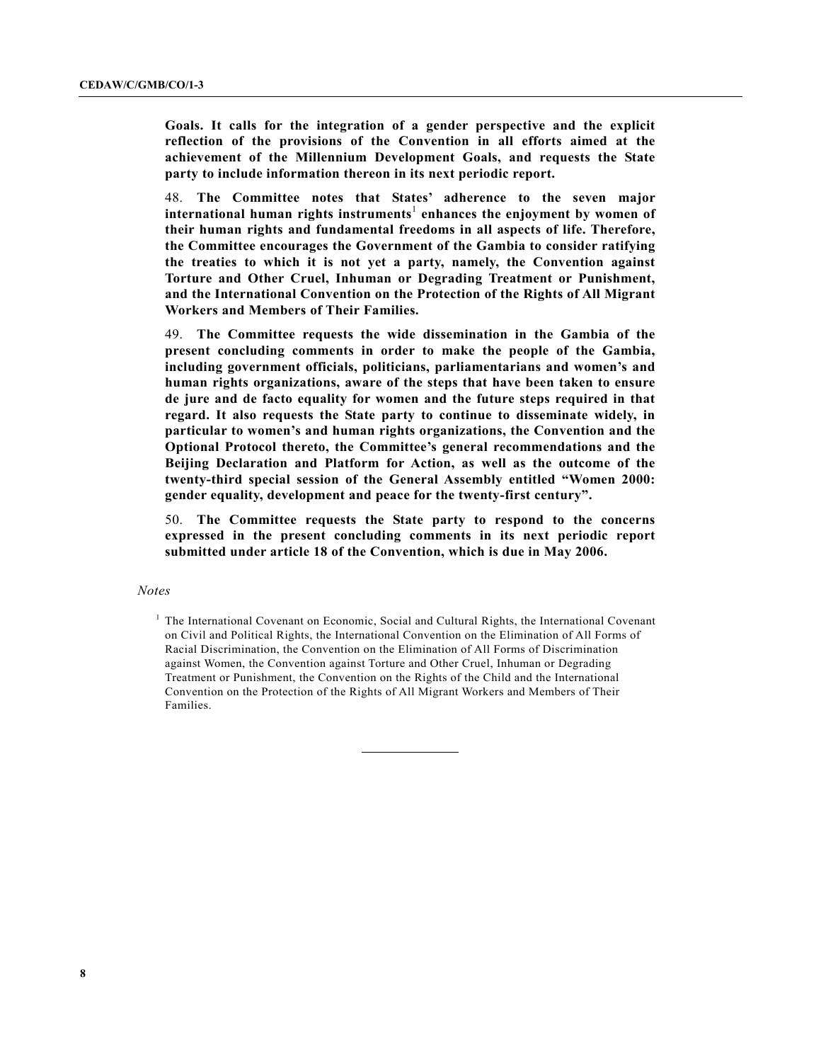**Goals. It calls for the integration of a gender perspective and the explicit reflection of the provisions of the Convention in all efforts aimed at the achievement of the Millennium Development Goals, and requests the State party to include information thereon in its next periodic report.**

48. **The Committee notes that States' adherence to the seven major international human rights instruments[1] enhances the enjoyment by women of their human rights and fundamental freedoms in all aspects of life. Therefore, the Committee encourages the Government of the Gambia to consider ratifying the treaties to which it is not yet a party, namely, the Convention against Torture and Other Cruel, Inhuman or Degrading Treatment or Punishment, and the International Convention on the Protection of the Rights of All Migrant Workers and Members of Their Families.**

49. **The Committee requests the wide dissemination in the Gambia of the present concluding comments in order to make the people of the Gambia, including government officials, politicians, parliamentarians and women's and human rights organizations, aware of the steps that have been taken to ensure de jure and de facto equality for women and the future steps required in that regard. It also requests the State party to continue to disseminate widely, in particular to women's and human rights organizations, the Convention and the Optional Protocol thereto, the Committee's general recommendations and the Beijing Declaration and Platform for Action, as well as the outcome of the twenty-third special session of the General Assembly entitled "Women 2000: gender equality, development and peace for the twenty-first century".**

50. **The Committee requests the State party to respond to the concerns expressed in the present concluding comments in its next periodic report submitted under article 18 of the Convention, which is due in May 2006.**

*Notes*

[1] The International Covenant on Economic, Social and Cultural Rights, the International Covenant on Civil and Political Rights, the International Convention on the Elimination of All Forms of Racial Discrimination, the Convention on the Elimination of All Forms of Discrimination against Women, the Convention against Torture and Other Cruel, Inhuman or Degrading Treatment or Punishment, the Convention on the Rights of the Child and the International Convention on the Protection of the Rights of All Migrant Workers and Members of Their Families.